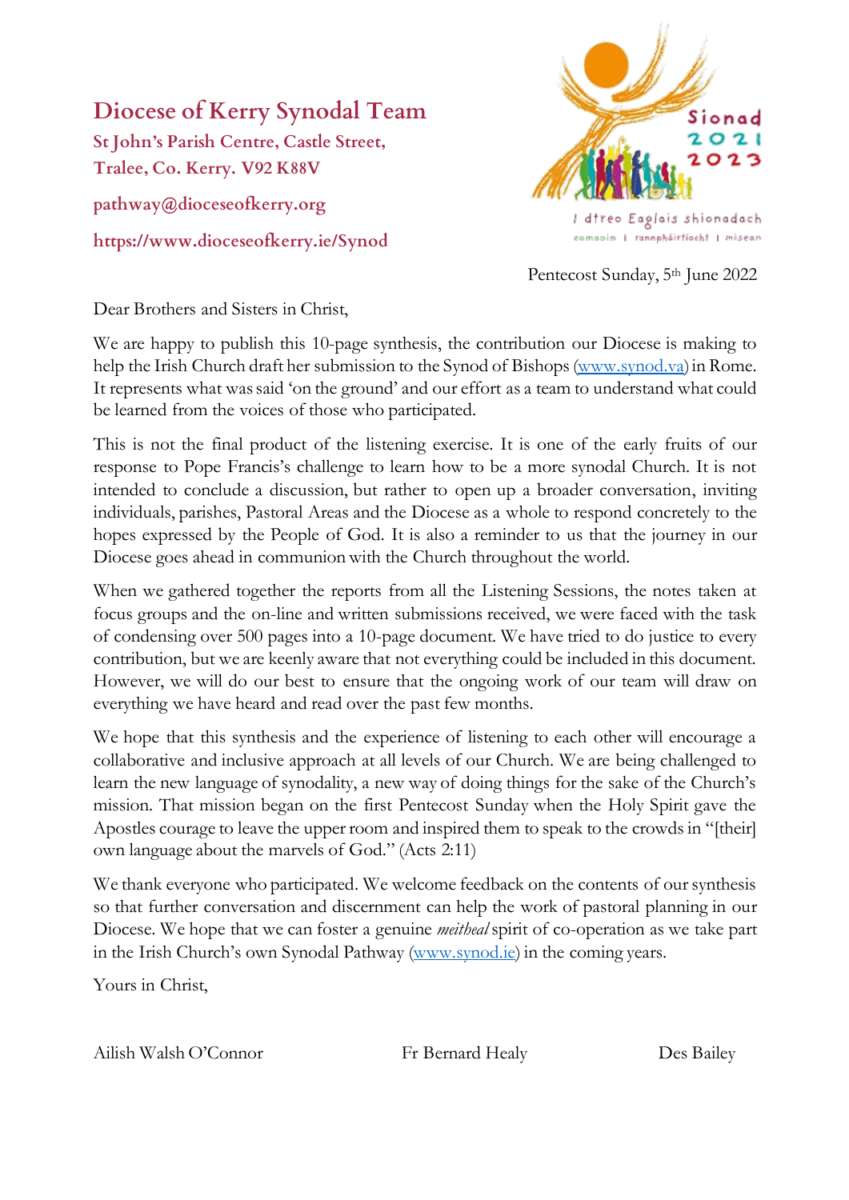# Diocese of Kerry Synodal Team

**St John's Parish Centre, Castle Street, Tralee, Co. Kerry. V92 K88V**

**pathway@dioceseofkerry.org**

**https://www.dioceseofkerry.ie/Synod**

Sionad 2021 2023

I dtreo Eaglais shionodach

comaoin | rannpháirtíocht | misean

Pentecost Sunday, 5th June 2022

Dear Brothers and Sisters in Christ,

We are happy to publish this 10-page synthesis, the contribution our Diocese is making to help the Irish Church draft her submission to the Synod of Bishops (www.synod.va) in Rome. It represents what was said 'on the ground' and our effort as a team to understand what could be learned from the voices of those who participated.

This is not the final product of the listening exercise. It is one of the early fruits of our response to Pope Francis's challenge to learn how to be a more synodal Church. It is not intended to conclude a discussion, but rather to open up a broader conversation, inviting individuals, parishes, Pastoral Areas and the Diocese as a whole to respond concretely to the hopes expressed by the People of God. It is also a reminder to us that the journey in our Diocese goes ahead in communion with the Church throughout the world.

When we gathered together the reports from all the Listening Sessions, the notes taken at focus groups and the on-line and written submissions received, we were faced with the task of condensing over 500 pages into a 10-page document. We have tried to do justice to every contribution, but we are keenly aware that not everything could be included in this document. However, we will do our best to ensure that the ongoing work of our team will draw on everything we have heard and read over the past few months.

We hope that this synthesis and the experience of listening to each other will encourage a collaborative and inclusive approach at all levels of our Church. We are being challenged to learn the new language of synodality, a new way of doing things for the sake of the Church's mission. That mission began on the first Pentecost Sunday when the Holy Spirit gave the Apostles courage to leave the upper room and inspired them to speak to the crowds in "[their] own language about the marvels of God." (Acts 2:11)

We thank everyone who participated. We welcome feedback on the contents of our synthesis so that further conversation and discernment can help the work of pastoral planning in our Diocese. We hope that we can foster a genuine *meitheal* spirit of co-operation as we take part in the Irish Church's own Synodal Pathway (www.synod.ie) in the coming years.

Yours in Christ,

Ailish Walsh O'Connor    Fr Bernard Healy    Des Bailey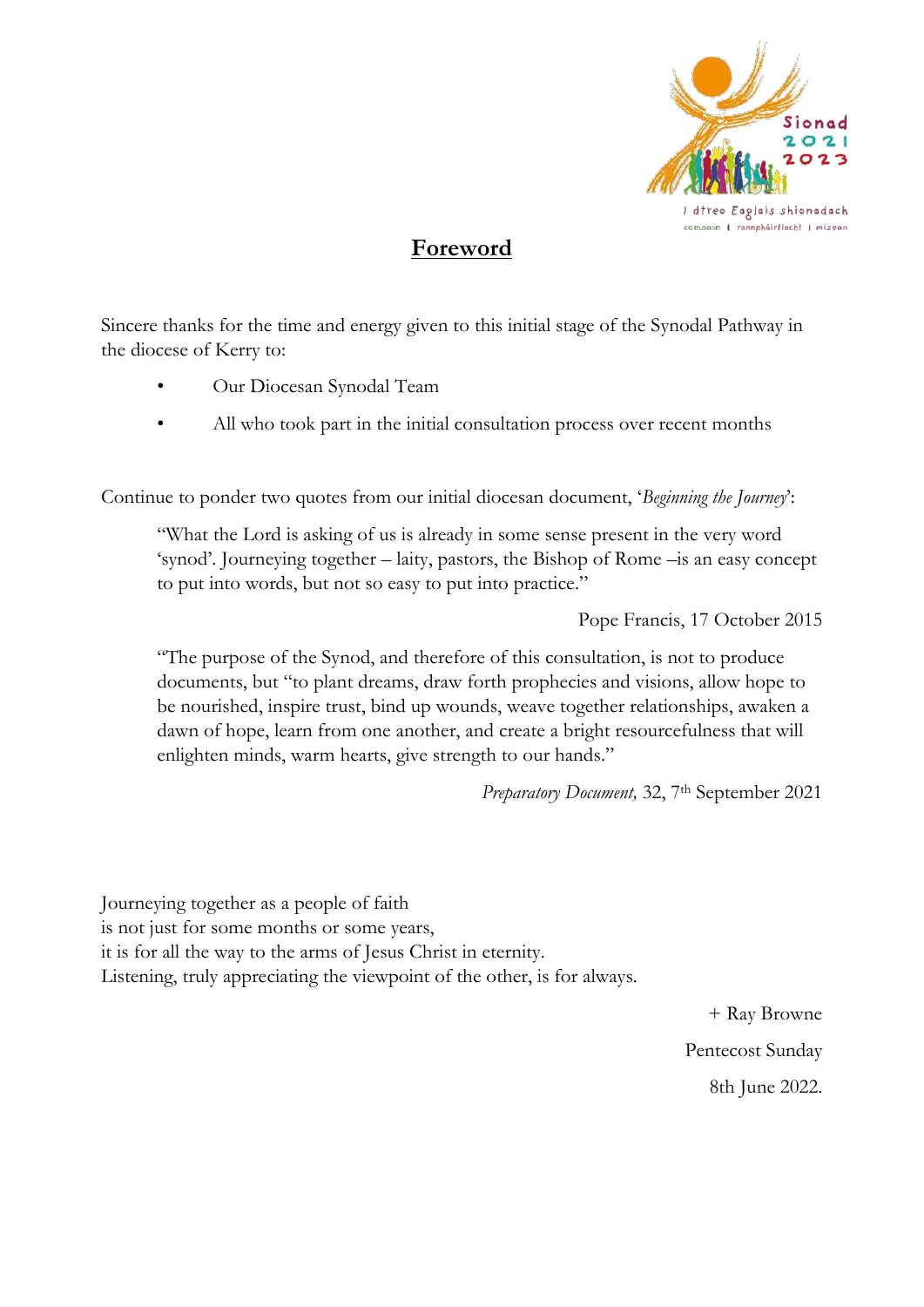# Foreword

Sincere thanks for the time and energy given to this initial stage of the Synodal Pathway in the diocese of Kerry to:

- Our Diocesan Synodal Team
- All who took part in the initial consultation process over recent months

Continue to ponder two quotes from our initial diocesan document, '*Beginning the Journey*':

> "What the Lord is asking of us is already in some sense present in the very word 'synod'. Journeying together – laity, pastors, the Bishop of Rome –is an easy concept to put into words, but not so easy to put into practice."
>
> Pope Francis, 17 October 2015

> "The purpose of the Synod, and therefore of this consultation, is not to produce documents, but "to plant dreams, draw forth prophecies and visions, allow hope to be nourished, inspire trust, bind up wounds, weave together relationships, awaken a dawn of hope, learn from one another, and create a bright resourcefulness that will enlighten minds, warm hearts, give strength to our hands."
>
> *Preparatory Document,* 32, 7th September 2021

Journeying together as a people of faith
is not just for some months or some years,
it is for all the way to the arms of Jesus Christ in eternity.
Listening, truly appreciating the viewpoint of the other, is for always.

+ Ray Browne

Pentecost Sunday

8th June 2022.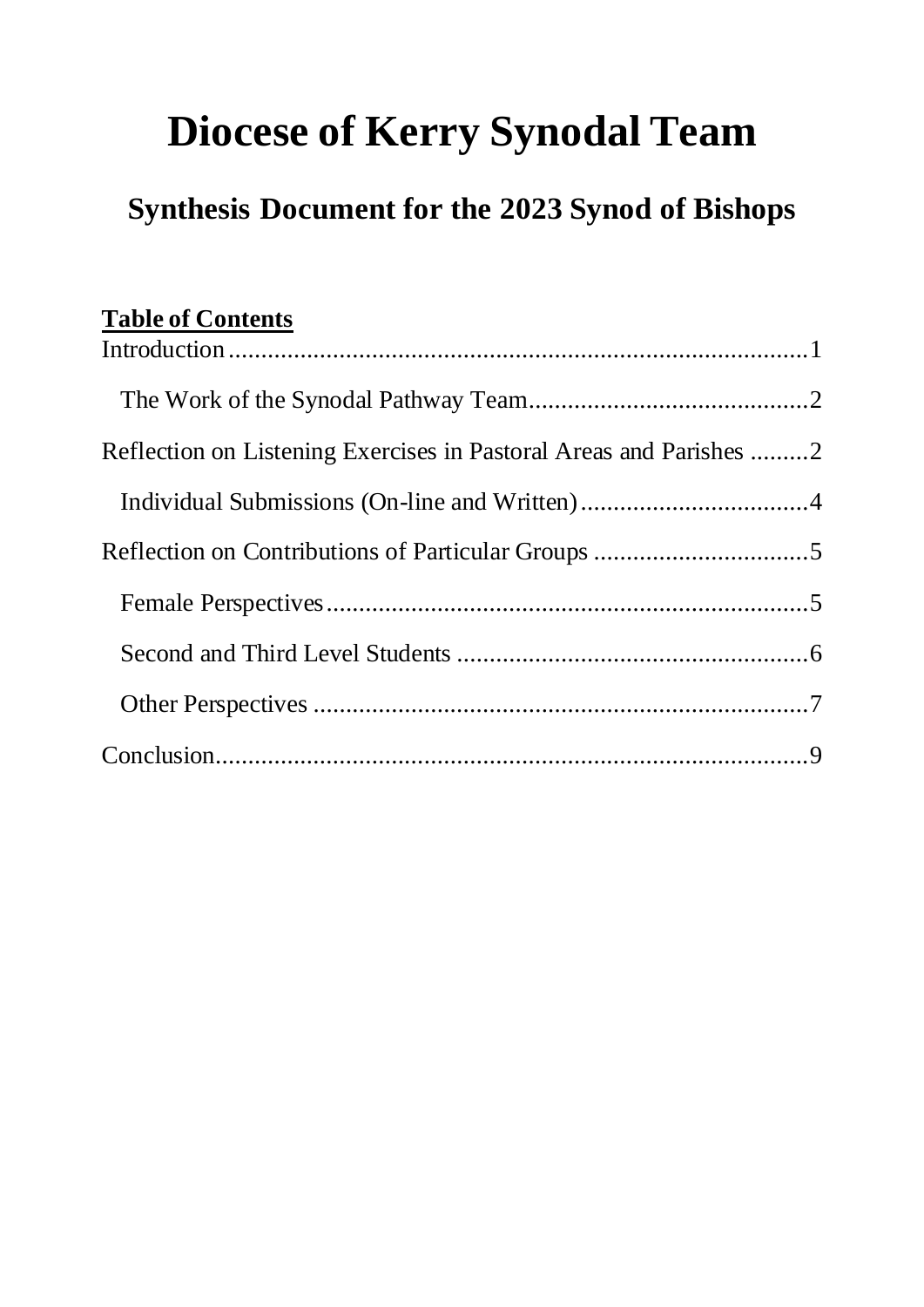# Diocese of Kerry Synodal Team

## Synthesis Document for the 2023 Synod of Bishops

**Table of Contents**

Introduction .......... 1

- The Work of the Synodal Pathway Team .......... 2

Reflection on Listening Exercises in Pastoral Areas and Parishes .......... 2

- Individual Submissions (On-line and Written) .......... 4

Reflection on Contributions of Particular Groups .......... 5

- Female Perspectives .......... 5
- Second and Third Level Students .......... 6
- Other Perspectives .......... 7

Conclusion .......... 9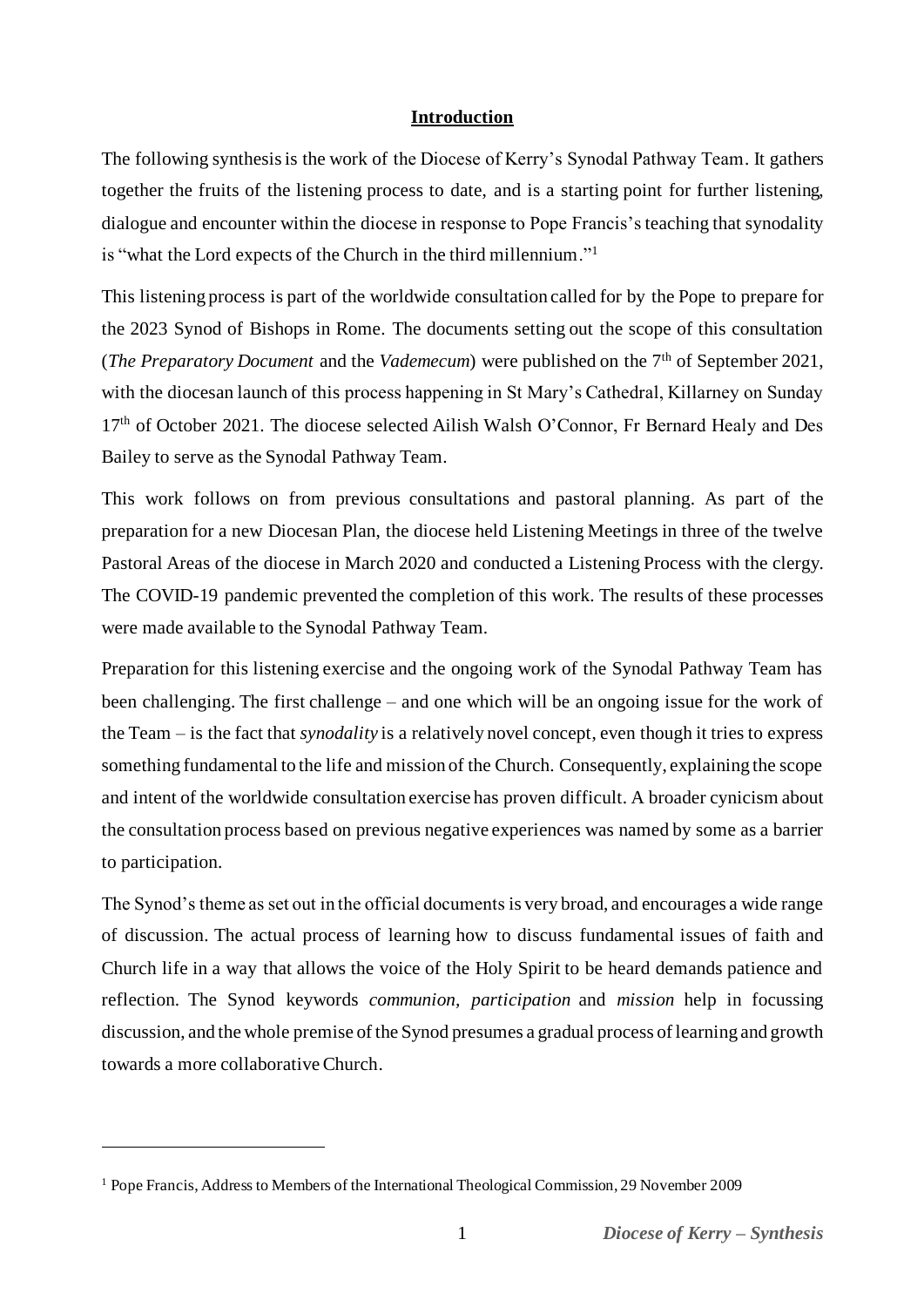## **Introduction**

The following synthesis is the work of the Diocese of Kerry's Synodal Pathway Team. It gathers together the fruits of the listening process to date, and is a starting point for further listening, dialogue and encounter within the diocese in response to Pope Francis's teaching that synodality is "what the Lord expects of the Church in the third millennium."[1]

This listening process is part of the worldwide consultation called for by the Pope to prepare for the 2023 Synod of Bishops in Rome. The documents setting out the scope of this consultation (*The Preparatory Document* and the *Vademecum*) were published on the 7th of September 2021, with the diocesan launch of this process happening in St Mary's Cathedral, Killarney on Sunday 17th of October 2021. The diocese selected Ailish Walsh O'Connor, Fr Bernard Healy and Des Bailey to serve as the Synodal Pathway Team.

This work follows on from previous consultations and pastoral planning. As part of the preparation for a new Diocesan Plan, the diocese held Listening Meetings in three of the twelve Pastoral Areas of the diocese in March 2020 and conducted a Listening Process with the clergy. The COVID-19 pandemic prevented the completion of this work. The results of these processes were made available to the Synodal Pathway Team.

Preparation for this listening exercise and the ongoing work of the Synodal Pathway Team has been challenging. The first challenge – and one which will be an ongoing issue for the work of the Team – is the fact that *synodality* is a relatively novel concept, even though it tries to express something fundamental to the life and mission of the Church. Consequently, explaining the scope and intent of the worldwide consultation exercise has proven difficult. A broader cynicism about the consultation process based on previous negative experiences was named by some as a barrier to participation.

The Synod's theme as set out in the official documents is very broad, and encourages a wide range of discussion. The actual process of learning how to discuss fundamental issues of faith and Church life in a way that allows the voice of the Holy Spirit to be heard demands patience and reflection. The Synod keywords *communion, participation* and *mission* help in focussing discussion, and the whole premise of the Synod presumes a gradual process of learning and growth towards a more collaborative Church.

---

[1] Pope Francis, Address to Members of the International Theological Commission, 29 November 2009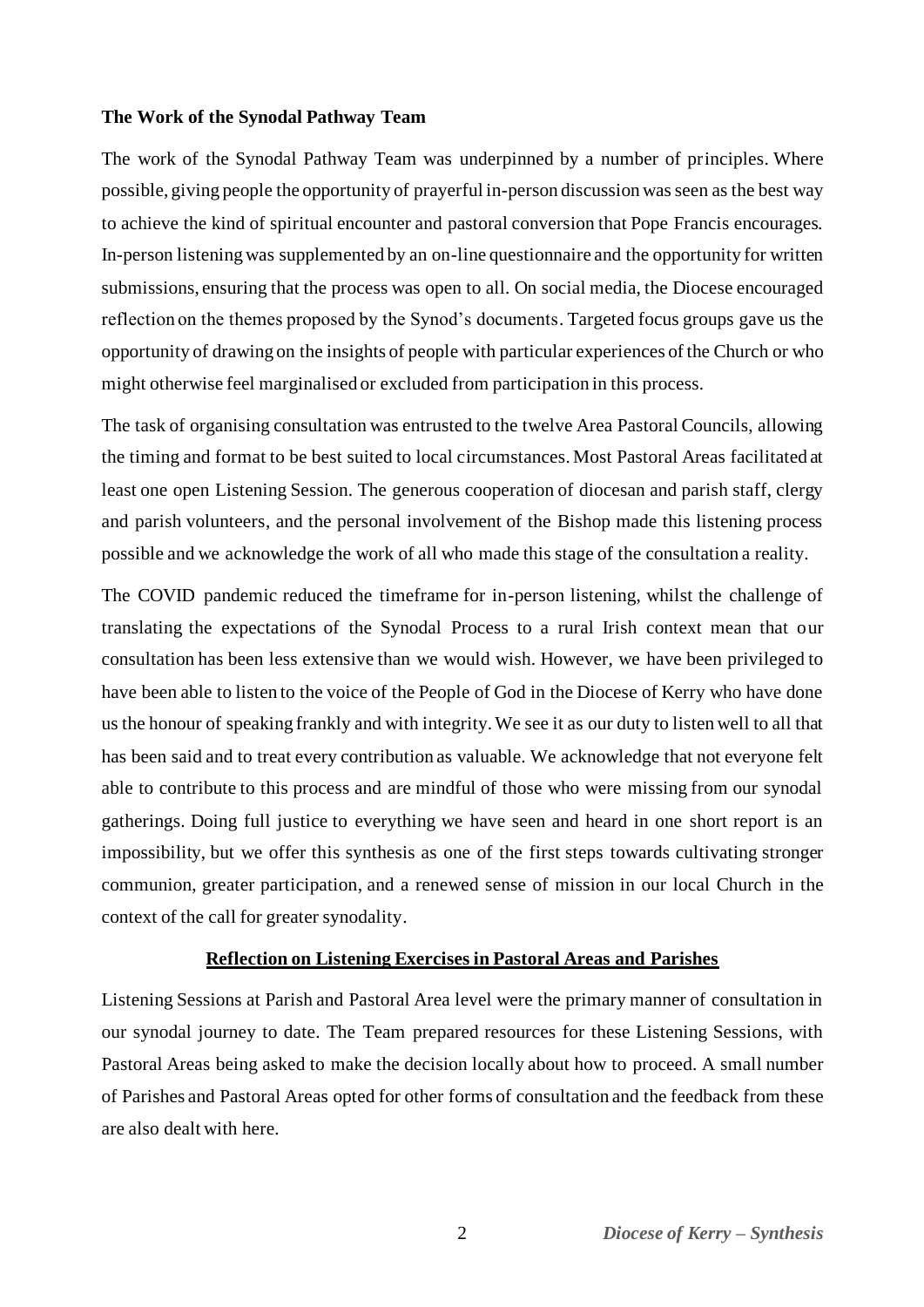**The Work of the Synodal Pathway Team**

The work of the Synodal Pathway Team was underpinned by a number of principles. Where possible, giving people the opportunity of prayerful in-person discussion was seen as the best way to achieve the kind of spiritual encounter and pastoral conversion that Pope Francis encourages. In-person listening was supplemented by an on-line questionnaire and the opportunity for written submissions, ensuring that the process was open to all. On social media, the Diocese encouraged reflection on the themes proposed by the Synod's documents. Targeted focus groups gave us the opportunity of drawing on the insights of people with particular experiences of the Church or who might otherwise feel marginalised or excluded from participation in this process.

The task of organising consultation was entrusted to the twelve Area Pastoral Councils, allowing the timing and format to be best suited to local circumstances. Most Pastoral Areas facilitated at least one open Listening Session. The generous cooperation of diocesan and parish staff, clergy and parish volunteers, and the personal involvement of the Bishop made this listening process possible and we acknowledge the work of all who made this stage of the consultation a reality.

The COVID pandemic reduced the timeframe for in-person listening, whilst the challenge of translating the expectations of the Synodal Process to a rural Irish context mean that our consultation has been less extensive than we would wish. However, we have been privileged to have been able to listen to the voice of the People of God in the Diocese of Kerry who have done us the honour of speaking frankly and with integrity. We see it as our duty to listen well to all that has been said and to treat every contribution as valuable. We acknowledge that not everyone felt able to contribute to this process and are mindful of those who were missing from our synodal gatherings. Doing full justice to everything we have seen and heard in one short report is an impossibility, but we offer this synthesis as one of the first steps towards cultivating stronger communion, greater participation, and a renewed sense of mission in our local Church in the context of the call for greater synodality.

## Reflection on Listening Exercises in Pastoral Areas and Parishes

Listening Sessions at Parish and Pastoral Area level were the primary manner of consultation in our synodal journey to date. The Team prepared resources for these Listening Sessions, with Pastoral Areas being asked to make the decision locally about how to proceed. A small number of Parishes and Pastoral Areas opted for other forms of consultation and the feedback from these are also dealt with here.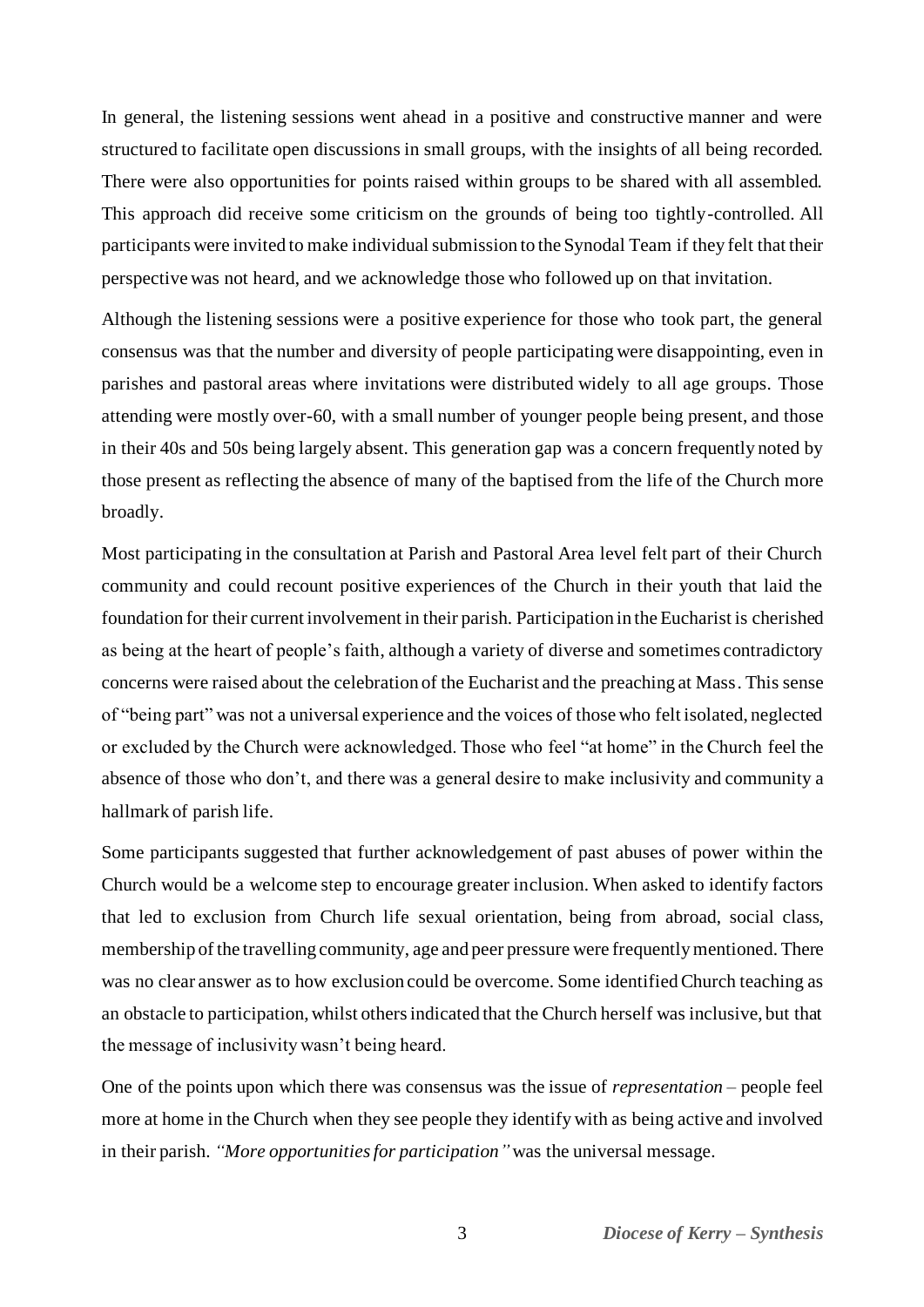In general, the listening sessions went ahead in a positive and constructive manner and were structured to facilitate open discussions in small groups, with the insights of all being recorded. There were also opportunities for points raised within groups to be shared with all assembled. This approach did receive some criticism on the grounds of being too tightly-controlled. All participants were invited to make individual submission to the Synodal Team if they felt that their perspective was not heard, and we acknowledge those who followed up on that invitation.

Although the listening sessions were a positive experience for those who took part, the general consensus was that the number and diversity of people participating were disappointing, even in parishes and pastoral areas where invitations were distributed widely to all age groups. Those attending were mostly over-60, with a small number of younger people being present, and those in their 40s and 50s being largely absent. This generation gap was a concern frequently noted by those present as reflecting the absence of many of the baptised from the life of the Church more broadly.

Most participating in the consultation at Parish and Pastoral Area level felt part of their Church community and could recount positive experiences of the Church in their youth that laid the foundation for their current involvement in their parish. Participation in the Eucharist is cherished as being at the heart of people's faith, although a variety of diverse and sometimes contradictory concerns were raised about the celebration of the Eucharist and the preaching at Mass. This sense of "being part" was not a universal experience and the voices of those who felt isolated, neglected or excluded by the Church were acknowledged. Those who feel "at home" in the Church feel the absence of those who don't, and there was a general desire to make inclusivity and community a hallmark of parish life.

Some participants suggested that further acknowledgement of past abuses of power within the Church would be a welcome step to encourage greater inclusion. When asked to identify factors that led to exclusion from Church life sexual orientation, being from abroad, social class, membership of the travelling community, age and peer pressure were frequently mentioned. There was no clear answer as to how exclusion could be overcome. Some identified Church teaching as an obstacle to participation, whilst others indicated that the Church herself was inclusive, but that the message of inclusivity wasn't being heard.

One of the points upon which there was consensus was the issue of *representation* – people feel more at home in the Church when they see people they identify with as being active and involved in their parish. *"More opportunities for participation"* was the universal message.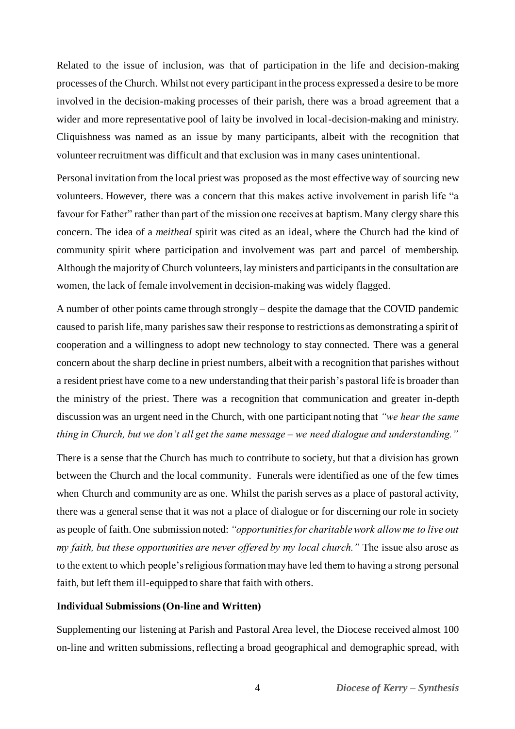Related to the issue of inclusion, was that of participation in the life and decision-making processes of the Church. Whilst not every participant in the process expressed a desire to be more involved in the decision-making processes of their parish, there was a broad agreement that a wider and more representative pool of laity be involved in local-decision-making and ministry. Cliquishness was named as an issue by many participants, albeit with the recognition that volunteer recruitment was difficult and that exclusion was in many cases unintentional.

Personal invitation from the local priest was proposed as the most effective way of sourcing new volunteers. However, there was a concern that this makes active involvement in parish life "a favour for Father" rather than part of the mission one receives at baptism. Many clergy share this concern. The idea of a *meitheal* spirit was cited as an ideal, where the Church had the kind of community spirit where participation and involvement was part and parcel of membership. Although the majority of Church volunteers, lay ministers and participants in the consultation are women, the lack of female involvement in decision-making was widely flagged.

A number of other points came through strongly – despite the damage that the COVID pandemic caused to parish life, many parishes saw their response to restrictions as demonstrating a spirit of cooperation and a willingness to adopt new technology to stay connected. There was a general concern about the sharp decline in priest numbers, albeit with a recognition that parishes without a resident priest have come to a new understanding that their parish's pastoral life is broader than the ministry of the priest. There was a recognition that communication and greater in-depth discussion was an urgent need in the Church, with one participant noting that *"we hear the same thing in Church, but we don't all get the same message – we need dialogue and understanding."*

There is a sense that the Church has much to contribute to society, but that a division has grown between the Church and the local community. Funerals were identified as one of the few times when Church and community are as one. Whilst the parish serves as a place of pastoral activity, there was a general sense that it was not a place of dialogue or for discerning our role in society as people of faith. One submission noted: *"opportunities for charitable work allow me to live out my faith, but these opportunities are never offered by my local church."* The issue also arose as to the extent to which people's religious formation may have led them to having a strong personal faith, but left them ill-equipped to share that faith with others.

**Individual Submissions (On-line and Written)**

Supplementing our listening at Parish and Pastoral Area level, the Diocese received almost 100 on-line and written submissions, reflecting a broad geographical and demographic spread, with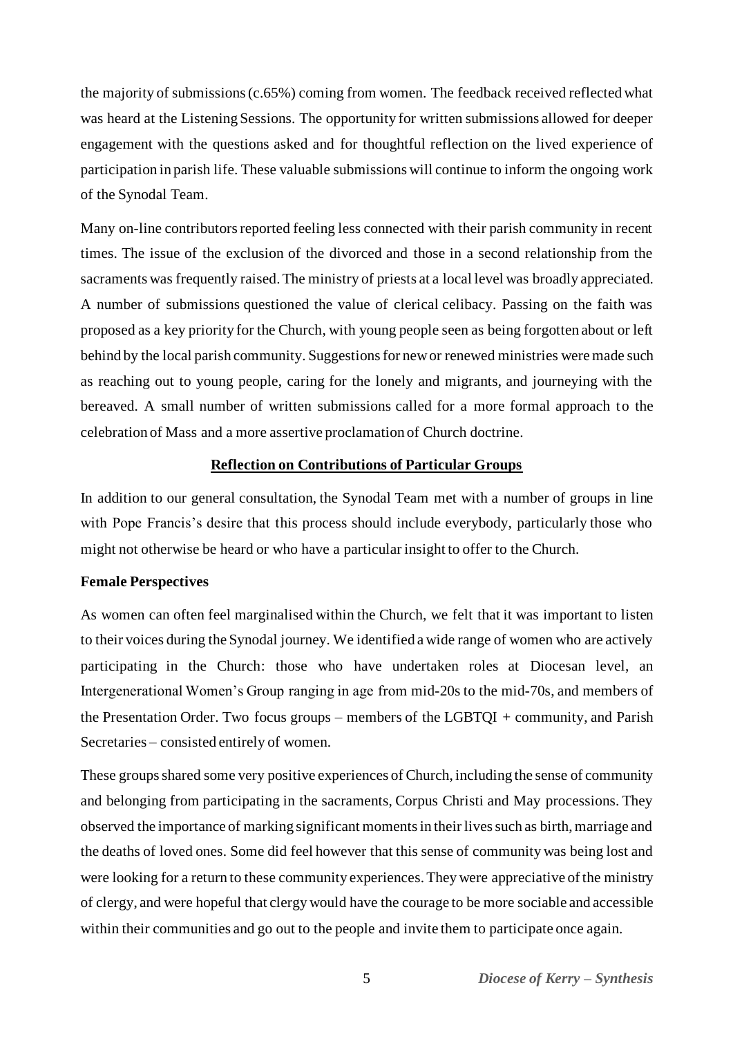the majority of submissions (c.65%) coming from women. The feedback received reflected what was heard at the Listening Sessions. The opportunity for written submissions allowed for deeper engagement with the questions asked and for thoughtful reflection on the lived experience of participation in parish life. These valuable submissions will continue to inform the ongoing work of the Synodal Team.

Many on-line contributors reported feeling less connected with their parish community in recent times. The issue of the exclusion of the divorced and those in a second relationship from the sacraments was frequently raised. The ministry of priests at a local level was broadly appreciated. A number of submissions questioned the value of clerical celibacy. Passing on the faith was proposed as a key priority for the Church, with young people seen as being forgotten about or left behind by the local parish community. Suggestions for new or renewed ministries were made such as reaching out to young people, caring for the lonely and migrants, and journeying with the bereaved. A small number of written submissions called for a more formal approach to the celebration of Mass and a more assertive proclamation of Church doctrine.

## Reflection on Contributions of Particular Groups

In addition to our general consultation, the Synodal Team met with a number of groups in line with Pope Francis's desire that this process should include everybody, particularly those who might not otherwise be heard or who have a particular insight to offer to the Church.

### Female Perspectives

As women can often feel marginalised within the Church, we felt that it was important to listen to their voices during the Synodal journey. We identified a wide range of women who are actively participating in the Church: those who have undertaken roles at Diocesan level, an Intergenerational Women's Group ranging in age from mid-20s to the mid-70s, and members of the Presentation Order. Two focus groups – members of the LGBTQI + community, and Parish Secretaries – consisted entirely of women.

These groups shared some very positive experiences of Church, including the sense of community and belonging from participating in the sacraments, Corpus Christi and May processions. They observed the importance of marking significant moments in their lives such as birth, marriage and the deaths of loved ones. Some did feel however that this sense of community was being lost and were looking for a return to these community experiences. They were appreciative of the ministry of clergy, and were hopeful that clergy would have the courage to be more sociable and accessible within their communities and go out to the people and invite them to participate once again.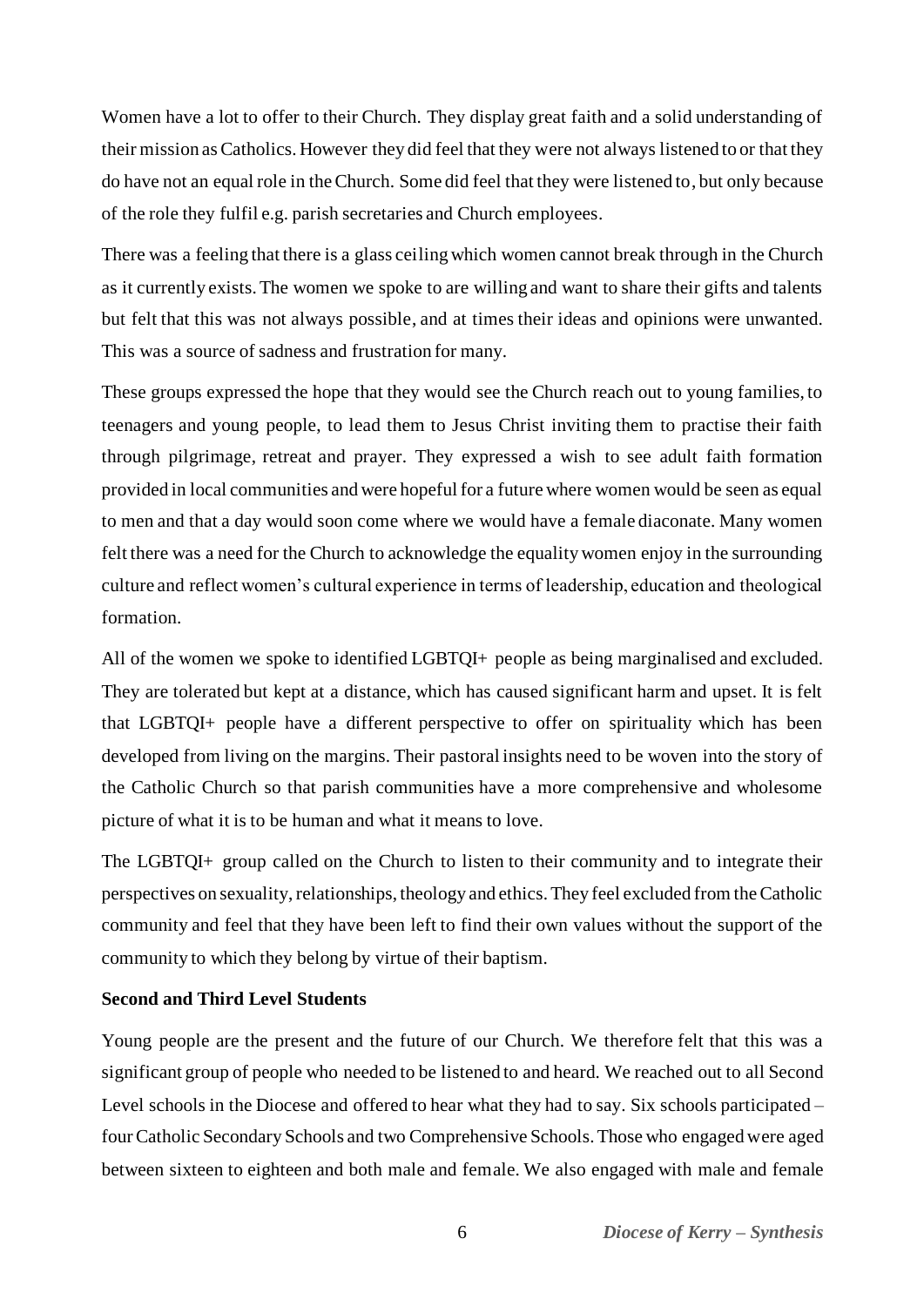Women have a lot to offer to their Church. They display great faith and a solid understanding of their mission as Catholics. However they did feel that they were not always listened to or that they do have not an equal role in the Church. Some did feel that they were listened to, but only because of the role they fulfil e.g. parish secretaries and Church employees.

There was a feeling that there is a glass ceiling which women cannot break through in the Church as it currently exists. The women we spoke to are willing and want to share their gifts and talents but felt that this was not always possible, and at times their ideas and opinions were unwanted. This was a source of sadness and frustration for many.

These groups expressed the hope that they would see the Church reach out to young families, to teenagers and young people, to lead them to Jesus Christ inviting them to practise their faith through pilgrimage, retreat and prayer. They expressed a wish to see adult faith formation provided in local communities and were hopeful for a future where women would be seen as equal to men and that a day would soon come where we would have a female diaconate. Many women felt there was a need for the Church to acknowledge the equality women enjoy in the surrounding culture and reflect women's cultural experience in terms of leadership, education and theological formation.

All of the women we spoke to identified LGBTQI+ people as being marginalised and excluded. They are tolerated but kept at a distance, which has caused significant harm and upset. It is felt that LGBTQI+ people have a different perspective to offer on spirituality which has been developed from living on the margins. Their pastoral insights need to be woven into the story of the Catholic Church so that parish communities have a more comprehensive and wholesome picture of what it is to be human and what it means to love.

The LGBTQI+ group called on the Church to listen to their community and to integrate their perspectives on sexuality, relationships, theology and ethics. They feel excluded from the Catholic community and feel that they have been left to find their own values without the support of the community to which they belong by virtue of their baptism.

**Second and Third Level Students**

Young people are the present and the future of our Church. We therefore felt that this was a significant group of people who needed to be listened to and heard. We reached out to all Second Level schools in the Diocese and offered to hear what they had to say. Six schools participated – four Catholic Secondary Schools and two Comprehensive Schools. Those who engaged were aged between sixteen to eighteen and both male and female. We also engaged with male and female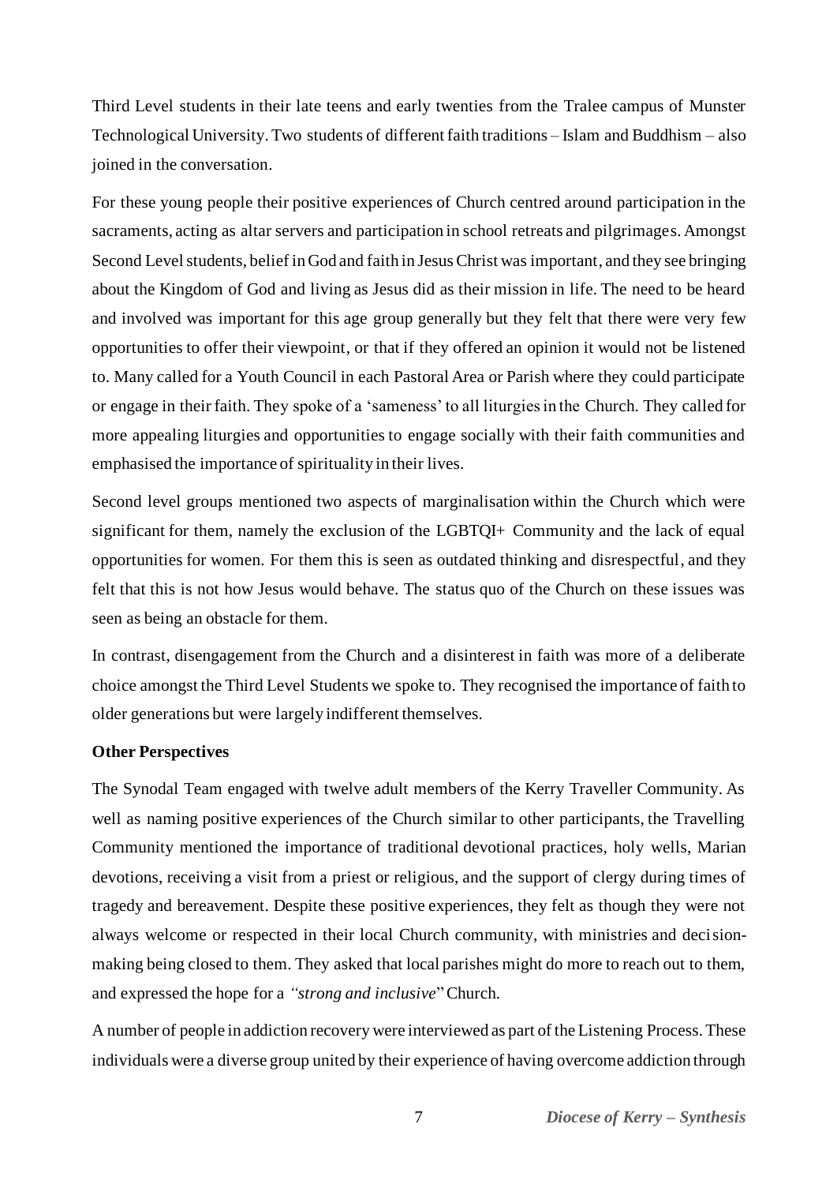Third Level students in their late teens and early twenties from the Tralee campus of Munster Technological University. Two students of different faith traditions – Islam and Buddhism – also joined in the conversation.

For these young people their positive experiences of Church centred around participation in the sacraments, acting as altar servers and participation in school retreats and pilgrimages. Amongst Second Level students, belief in God and faith in Jesus Christ was important, and they see bringing about the Kingdom of God and living as Jesus did as their mission in life. The need to be heard and involved was important for this age group generally but they felt that there were very few opportunities to offer their viewpoint, or that if they offered an opinion it would not be listened to. Many called for a Youth Council in each Pastoral Area or Parish where they could participate or engage in their faith. They spoke of a 'sameness' to all liturgies in the Church. They called for more appealing liturgies and opportunities to engage socially with their faith communities and emphasised the importance of spirituality in their lives.

Second level groups mentioned two aspects of marginalisation within the Church which were significant for them, namely the exclusion of the LGBTQI+ Community and the lack of equal opportunities for women. For them this is seen as outdated thinking and disrespectful, and they felt that this is not how Jesus would behave. The status quo of the Church on these issues was seen as being an obstacle for them.

In contrast, disengagement from the Church and a disinterest in faith was more of a deliberate choice amongst the Third Level Students we spoke to. They recognised the importance of faith to older generations but were largely indifferent themselves.

**Other Perspectives**

The Synodal Team engaged with twelve adult members of the Kerry Traveller Community. As well as naming positive experiences of the Church similar to other participants, the Travelling Community mentioned the importance of traditional devotional practices, holy wells, Marian devotions, receiving a visit from a priest or religious, and the support of clergy during times of tragedy and bereavement. Despite these positive experiences, they felt as though they were not always welcome or respected in their local Church community, with ministries and decision-making being closed to them. They asked that local parishes might do more to reach out to them, and expressed the hope for a *"strong and inclusive"* Church.

A number of people in addiction recovery were interviewed as part of the Listening Process. These individuals were a diverse group united by their experience of having overcome addiction through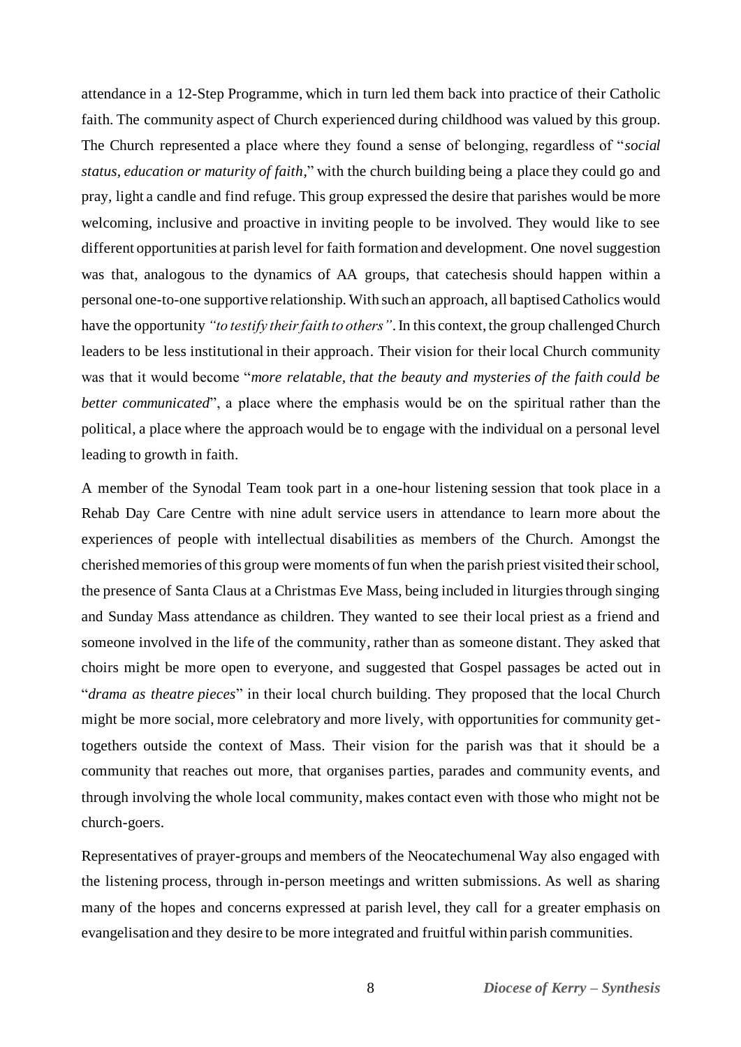attendance in a 12-Step Programme, which in turn led them back into practice of their Catholic faith. The community aspect of Church experienced during childhood was valued by this group. The Church represented a place where they found a sense of belonging, regardless of "*social status, education or maturity of faith*," with the church building being a place they could go and pray, light a candle and find refuge. This group expressed the desire that parishes would be more welcoming, inclusive and proactive in inviting people to be involved. They would like to see different opportunities at parish level for faith formation and development. One novel suggestion was that, analogous to the dynamics of AA groups, that catechesis should happen within a personal one-to-one supportive relationship. With such an approach, all baptised Catholics would have the opportunity *"to testify their faith to others"*. In this context, the group challenged Church leaders to be less institutional in their approach. Their vision for their local Church community was that it would become "*more relatable, that the beauty and mysteries of the faith could be better communicated*", a place where the emphasis would be on the spiritual rather than the political, a place where the approach would be to engage with the individual on a personal level leading to growth in faith.

A member of the Synodal Team took part in a one-hour listening session that took place in a Rehab Day Care Centre with nine adult service users in attendance to learn more about the experiences of people with intellectual disabilities as members of the Church. Amongst the cherished memories of this group were moments of fun when the parish priest visited their school, the presence of Santa Claus at a Christmas Eve Mass, being included in liturgies through singing and Sunday Mass attendance as children. They wanted to see their local priest as a friend and someone involved in the life of the community, rather than as someone distant. They asked that choirs might be more open to everyone, and suggested that Gospel passages be acted out in "*drama as theatre pieces*" in their local church building. They proposed that the local Church might be more social, more celebratory and more lively, with opportunities for community get-togethers outside the context of Mass. Their vision for the parish was that it should be a community that reaches out more, that organises parties, parades and community events, and through involving the whole local community, makes contact even with those who might not be church-goers.

Representatives of prayer-groups and members of the Neocatechumenal Way also engaged with the listening process, through in-person meetings and written submissions. As well as sharing many of the hopes and concerns expressed at parish level, they call for a greater emphasis on evangelisation and they desire to be more integrated and fruitful within parish communities.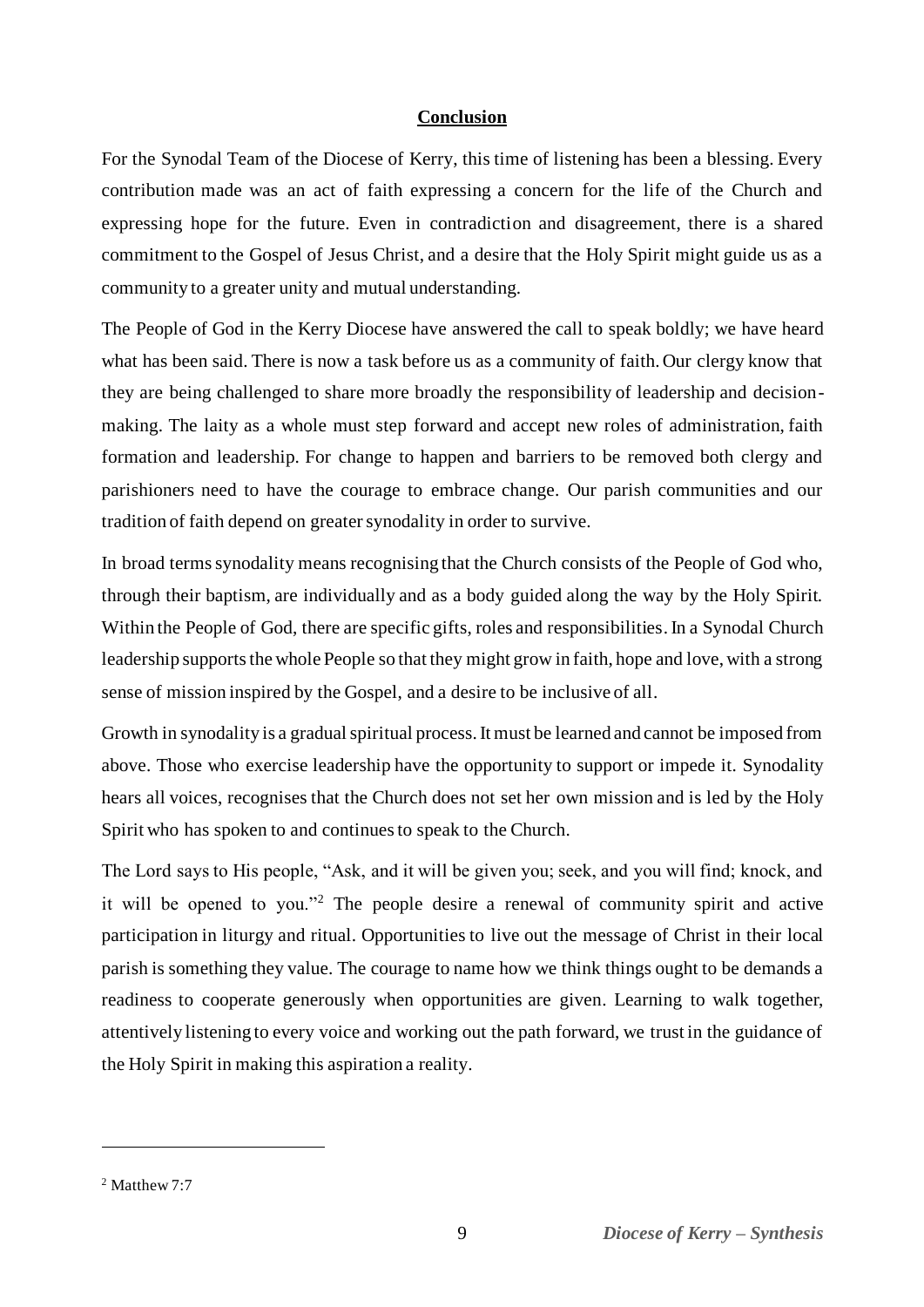## Conclusion

For the Synodal Team of the Diocese of Kerry, this time of listening has been a blessing. Every contribution made was an act of faith expressing a concern for the life of the Church and expressing hope for the future. Even in contradiction and disagreement, there is a shared commitment to the Gospel of Jesus Christ, and a desire that the Holy Spirit might guide us as a community to a greater unity and mutual understanding.

The People of God in the Kerry Diocese have answered the call to speak boldly; we have heard what has been said. There is now a task before us as a community of faith. Our clergy know that they are being challenged to share more broadly the responsibility of leadership and decision-making. The laity as a whole must step forward and accept new roles of administration, faith formation and leadership. For change to happen and barriers to be removed both clergy and parishioners need to have the courage to embrace change. Our parish communities and our tradition of faith depend on greater synodality in order to survive.

In broad terms synodality means recognising that the Church consists of the People of God who, through their baptism, are individually and as a body guided along the way by the Holy Spirit. Within the People of God, there are specific gifts, roles and responsibilities. In a Synodal Church leadership supports the whole People so that they might grow in faith, hope and love, with a strong sense of mission inspired by the Gospel, and a desire to be inclusive of all.

Growth in synodality is a gradual spiritual process. It must be learned and cannot be imposed from above. Those who exercise leadership have the opportunity to support or impede it. Synodality hears all voices, recognises that the Church does not set her own mission and is led by the Holy Spirit who has spoken to and continues to speak to the Church.

The Lord says to His people, "Ask, and it will be given you; seek, and you will find; knock, and it will be opened to you."[2] The people desire a renewal of community spirit and active participation in liturgy and ritual. Opportunities to live out the message of Christ in their local parish is something they value. The courage to name how we think things ought to be demands a readiness to cooperate generously when opportunities are given. Learning to walk together, attentively listening to every voice and working out the path forward, we trust in the guidance of the Holy Spirit in making this aspiration a reality.

---

[2] Matthew 7:7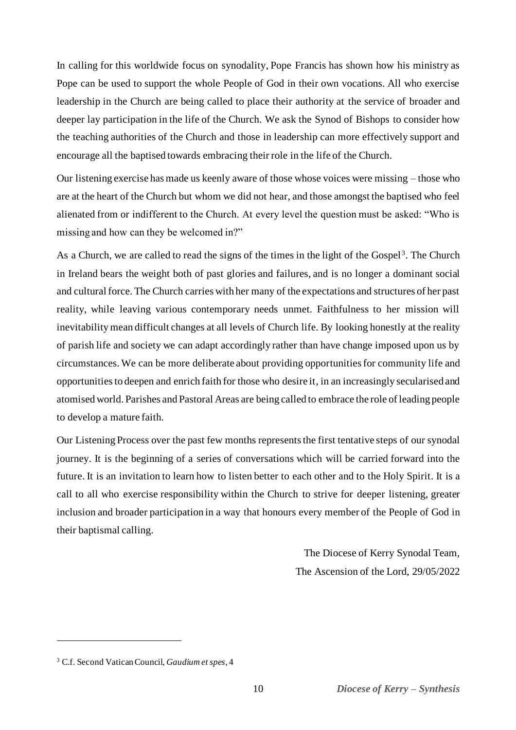In calling for this worldwide focus on synodality, Pope Francis has shown how his ministry as Pope can be used to support the whole People of God in their own vocations. All who exercise leadership in the Church are being called to place their authority at the service of broader and deeper lay participation in the life of the Church. We ask the Synod of Bishops to consider how the teaching authorities of the Church and those in leadership can more effectively support and encourage all the baptised towards embracing their role in the life of the Church.

Our listening exercise has made us keenly aware of those whose voices were missing – those who are at the heart of the Church but whom we did not hear, and those amongst the baptised who feel alienated from or indifferent to the Church. At every level the question must be asked: "Who is missing and how can they be welcomed in?"

As a Church, we are called to read the signs of the times in the light of the Gospel[3]. The Church in Ireland bears the weight both of past glories and failures, and is no longer a dominant social and cultural force. The Church carries with her many of the expectations and structures of her past reality, while leaving various contemporary needs unmet. Faithfulness to her mission will inevitability mean difficult changes at all levels of Church life. By looking honestly at the reality of parish life and society we can adapt accordingly rather than have change imposed upon us by circumstances. We can be more deliberate about providing opportunities for community life and opportunities to deepen and enrich faith for those who desire it, in an increasingly secularised and atomised world. Parishes and Pastoral Areas are being called to embrace the role of leading people to develop a mature faith.

Our Listening Process over the past few months represents the first tentative steps of our synodal journey. It is the beginning of a series of conversations which will be carried forward into the future. It is an invitation to learn how to listen better to each other and to the Holy Spirit. It is a call to all who exercise responsibility within the Church to strive for deeper listening, greater inclusion and broader participation in a way that honours every member of the People of God in their baptismal calling.

The Diocese of Kerry Synodal Team,
The Ascension of the Lord, 29/05/2022

---

[3] C.f. Second Vatican Council, *Gaudium et spes*, 4